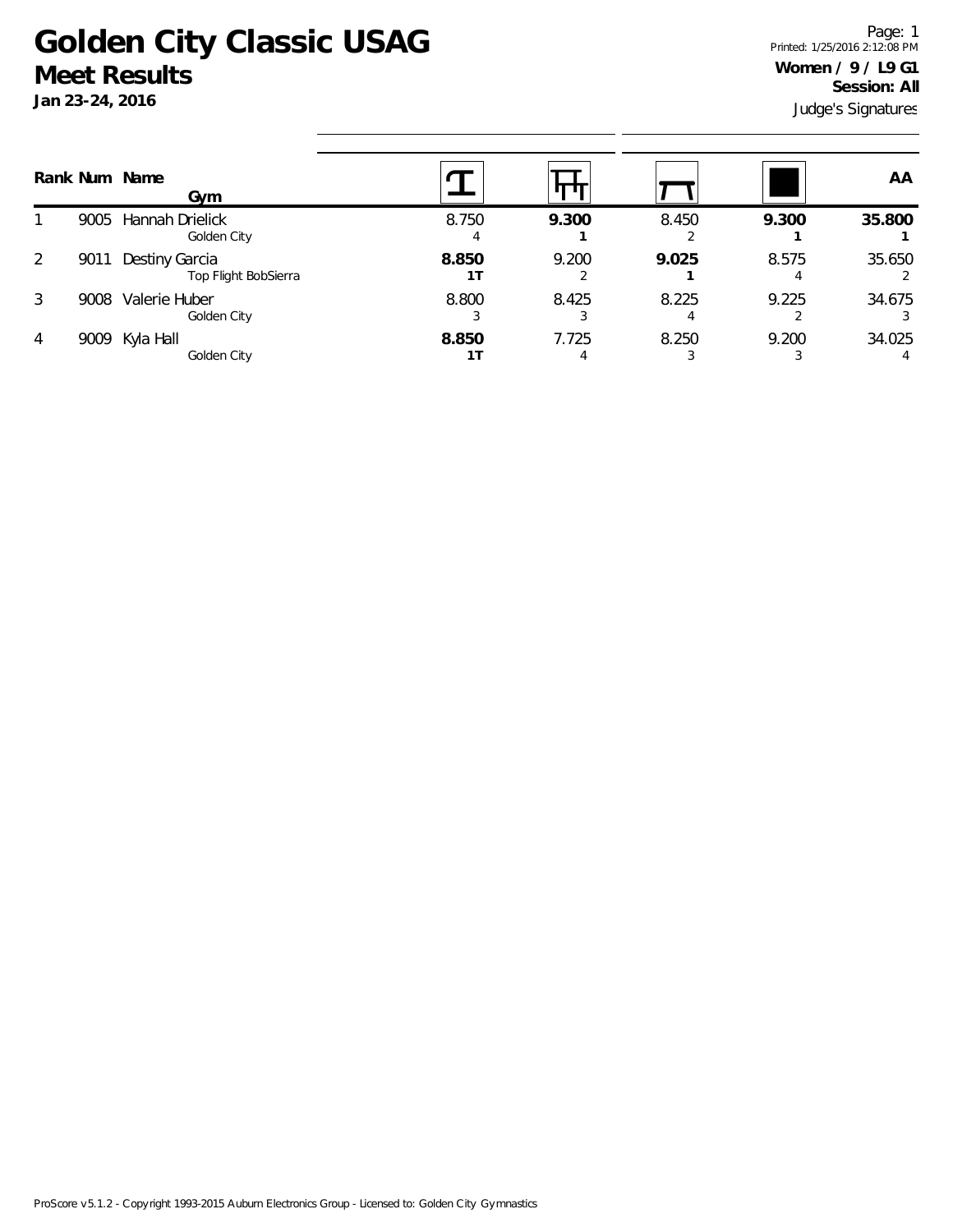# Golden City Classic USAG

## Meet Results

**Jan 23-24, 2016**

Printed: 1/25/2016 2:12:08 PM

**Women / 9 / L9 G1**

**Session: All**

Judge's Signatures

| Rank | Num | Name / Gym | Vault | Bars | Beam | Floor | AA |
|---|---|---|---|---|---|---|---|
| 1 | 9005 | Hannah Drielick<br>Golden City | 8.750<br>4 | **9.300**<br>**1** | 8.450<br>2 | **9.300**<br>**1** | **35.800**<br>**1** |
| 2 | 9011 | Destiny Garcia<br>Top Flight BobSierra | **8.850**<br>**1T** | 9.200<br>2 | **9.025**<br>**1** | 8.575<br>4 | 35.650<br>2 |
| 3 | 9008 | Valerie Huber<br>Golden City | 8.800<br>3 | 8.425<br>3 | 8.225<br>4 | 9.225<br>2 | 34.675<br>3 |
| 4 | 9009 | Kyla Hall<br>Golden City | **8.850**<br>**1T** | 7.725<br>4 | 8.250<br>3 | 9.200<br>3 | 34.025<br>4 |

ProScore v5.1.2 - Copyright 1993-2015 Auburn Electronics Group - Licensed to: Golden City Gymnastics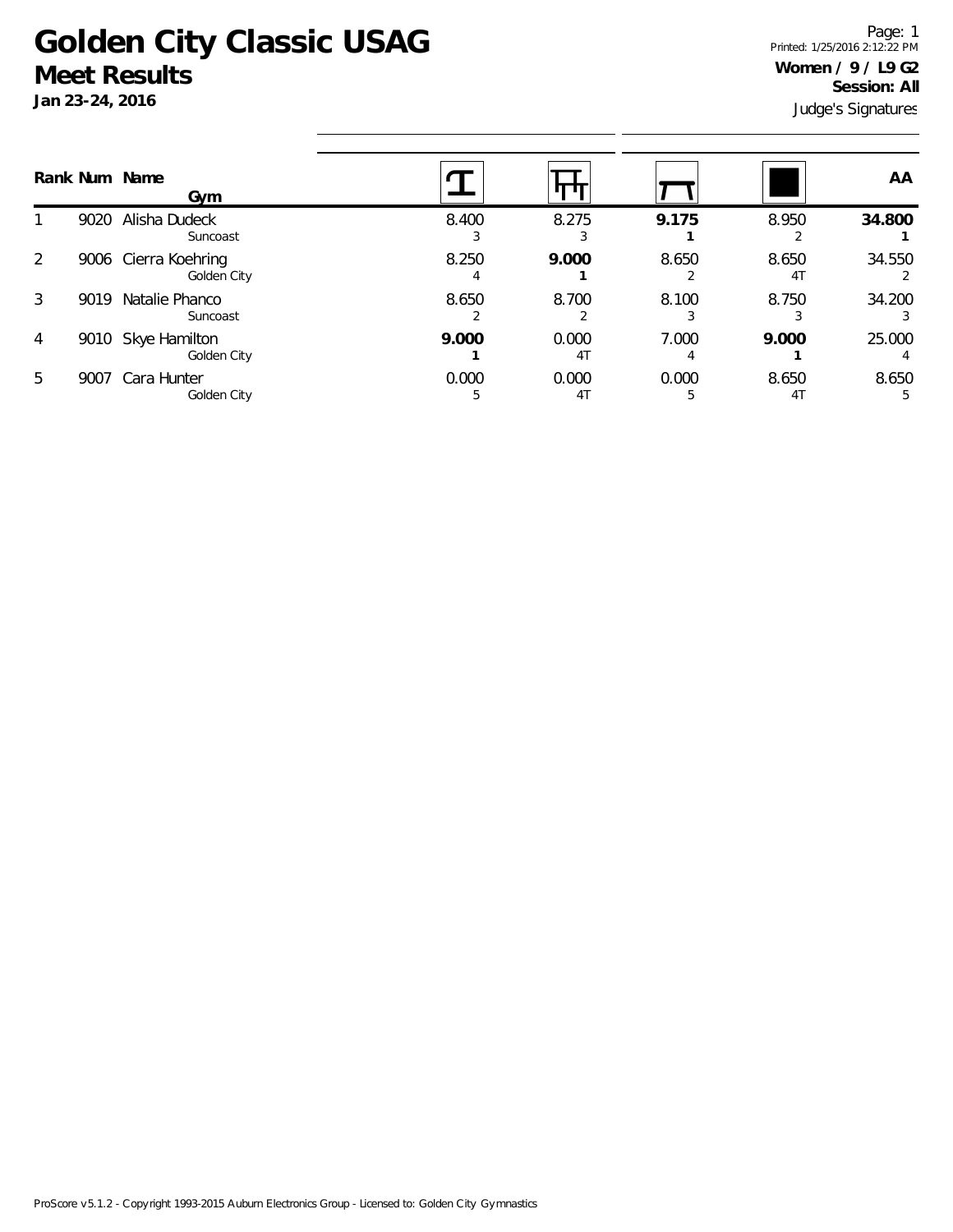# Golden City Classic USAG

## Meet Results

**Jan 23-24, 2016**

Printed: 1/25/2016 2:12:22 PM

**Women / 9 / L9 G2**

**Session: All**

Judge's Signatures

| Rank | Num | Name / Gym | Vault | Bars | Beam | Floor | AA |
|---|---|---|---|---|---|---|---|
| 1 | 9020 | Alisha Dudeck<br>Suncoast | 8.400<br>3 | 8.275<br>3 | **9.175**<br>**1** | 8.950<br>2 | **34.800**<br>**1** |
| 2 | 9006 | Cierra Koehring<br>Golden City | 8.250<br>4 | **9.000**<br>**1** | 8.650<br>2 | 8.650<br>4T | 34.550<br>2 |
| 3 | 9019 | Natalie Phanco<br>Suncoast | 8.650<br>2 | 8.700<br>2 | 8.100<br>3 | 8.750<br>3 | 34.200<br>3 |
| 4 | 9010 | Skye Hamilton<br>Golden City | **9.000**<br>**1** | 0.000<br>4T | 7.000<br>4 | **9.000**<br>**1** | 25.000<br>4 |
| 5 | 9007 | Cara Hunter<br>Golden City | 0.000<br>5 | 0.000<br>4T | 0.000<br>5 | 8.650<br>4T | 8.650<br>5 |

ProScore v5.1.2 - Copyright 1993-2015 Auburn Electronics Group - Licensed to: Golden City Gymnastics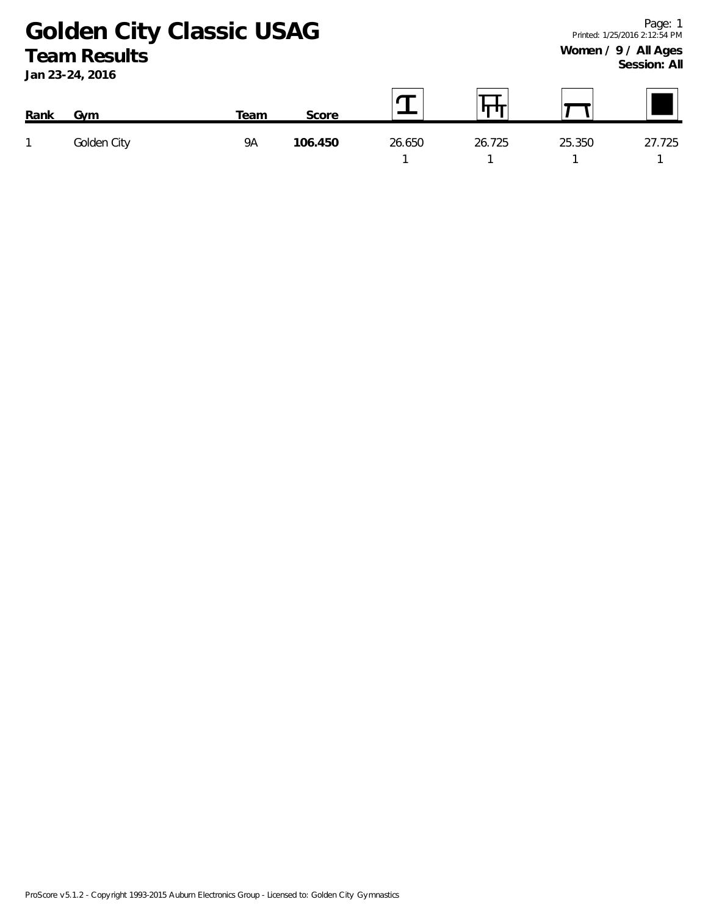# Golden City Classic USAG

## Team Results

**Jan 23-24, 2016**

Page: 1
Printed: 1/25/2016 2:12:54 PM

**Women / 9 / All Ages**
**Session: All**

| Rank | Gym | Team | Score | | | | |
|---|---|---|---|---|---|---|---|
| 1 | Golden City | 9A | **106.450** | 26.650<br>1 | 26.725<br>1 | 25.350<br>1 | 27.725<br>1 |

ProScore v5.1.2 - Copyright 1993-2015 Auburn Electronics Group - Licensed to: Golden City Gymnastics